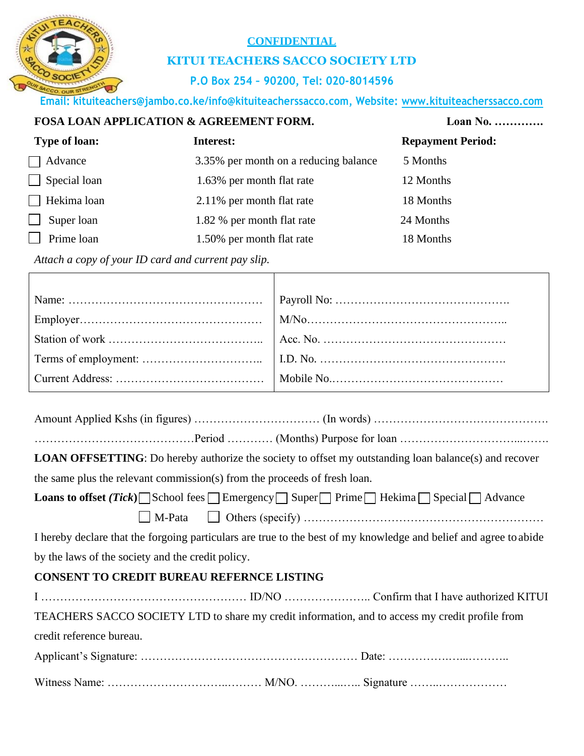**CONFIDENTIAL**

# KITUI TEACHERS SACCO SOCIETY LTD

P.O Box 254 – 90200, Tel: 020-8014596

Email: kituiteachers@jambo.co.ke/info@kituiteacherssacco.com, Website: www.kituiteacherssacco.com

**FOSA LOAN APPLICATION & AGREEMENT FORM.** **Loan No. ………….**

| **Type of loan:** | **Interest:** | **Repayment Period:** |
|---|---|---|
| ☐ Advance | 3.35% per month on a reducing balance | 5 Months |
| ☐ Special loan | 1.63% per month flat rate | 12 Months |
| ☐ Hekima loan | 2.11% per month flat rate | 18 Months |
| ☐ Super loan | 1.82 % per month flat rate | 24 Months |
| ☐ Prime loan | 1.50% per month flat rate | 18 Months |

*Attach a copy of your ID card and current pay slip.*

| | |
|---|---|
| Name: …………………………………………… | Payroll No: ………………………………………. |
| Employer………………………………………… | M/No…………………………………………….. |
| Station of work ……………………………….. | Acc. No. ………………………………………… |
| Terms of employment: ………………………….. | I.D. No. …………………………………………. |
| Current Address: ………………………………… | Mobile No.………………………….…………… |

Amount Applied Kshs (in figures) …………………………… (In words) ……………………………………….
……………………………………Period ………… (Months) Purpose for loan ……………………………...…….

**LOAN OFFSETTING**: Do hereby authorize the society to offset my outstanding loan balance(s) and recover the same plus the relevant commission(s) from the proceeds of fresh loan.

**Loans to offset *(Tick)*** ☐ School fees ☐ Emergency ☐ Super ☐ Prime ☐ Hekima ☐ Special ☐ Advance
☐ M-Pata ☐ Others (specify) ……………………………………………………

I hereby declare that the forgoing particulars are true to the best of my knowledge and belief and agree to abide by the laws of the society and the credit policy.

**CONSENT TO CREDIT BUREAU REFERNCE LISTING**

I ……………………………………………… ID/NO ………………….. Confirm that I have authorized KITUI TEACHERS SACCO SOCIETY LTD to share my credit information, and to access my credit profile from credit reference bureau.

Applicant's Signature: ………………………………………………. Date: ……………….…...………..

Witness Name: …………………………..……… M/NO. ………...….. Signature ……..………………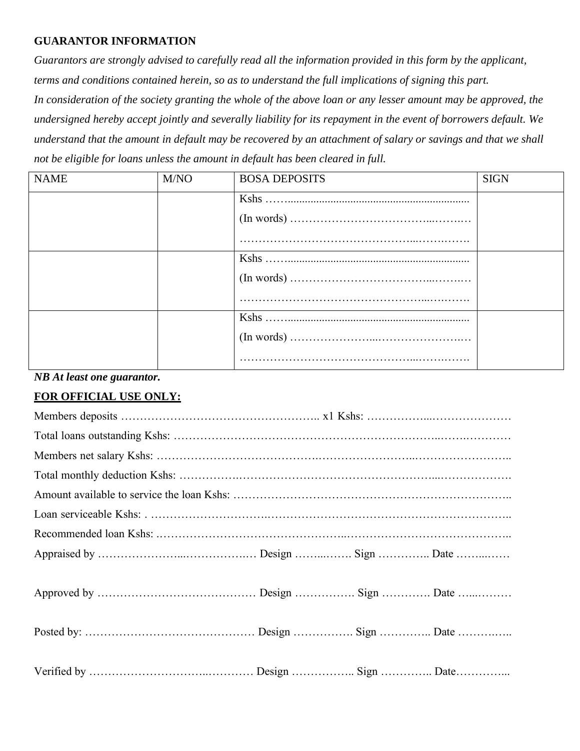**GUARANTOR INFORMATION**

*Guarantors are strongly advised to carefully read all the information provided in this form by the applicant, terms and conditions contained herein, so as to understand the full implications of signing this part.*

*In consideration of the society granting the whole of the above loan or any lesser amount may be approved, the undersigned hereby accept jointly and severally liability for its repayment in the event of borrowers default. We understand that the amount in default may be recovered by an attachment of salary or savings and that we shall not be eligible for loans unless the amount in default has been cleared in full.*

| NAME | M/NO | BOSA DEPOSITS | SIGN |
|---|---|---|---|
| | | Kshs ……............................................................... (In words) ……………………………...……..… ……………………………………...…….……. | |
| | | Kshs ……............................................................... (In words) ……………………………...……..… ……………………………………...…….……. | |
| | | Kshs ……............................................................... (In words) …………………...…………………..… ……………………………………...…….……. | |

***NB At least one guarantor.***

**FOR OFFICIAL USE ONLY:**

Members deposits …………………………………………….. x1 Kshs: ……………...…………………

Total loans outstanding Kshs: …………………………………………………………..…….…………

Members net salary Kshs: …………………………………..…………………...……………………..

Total monthly deduction Kshs: …………….…………………………………………....……………….

Amount available to service the loan Kshs: ……………………………………………………………..

Loan serviceable Kshs: . ………………………..………………………………………………………..

Recommended loan Kshs: ..……………………………………..……………………………………..

Appraised by …………………...…………….… Design ……...……. Sign …………. Date ……...……

Approved by ……………………………….…… Design ……………. Sign …………. Date …...………

Posted by: …………….………………………… Design ……………. Sign ………….. Date ……….…..

Verified by ………………………..………… Design …………….. Sign ………….. Date…………..